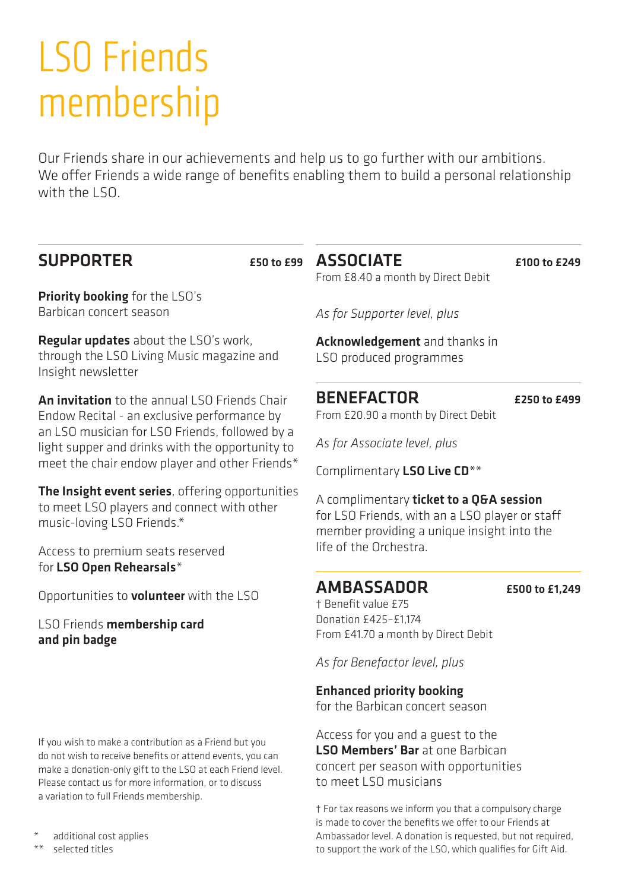# LSO Friends membership

Our Friends share in our achievements and help us to go further with our ambitions. We offer Friends a wide range of benefits enabling them to build a personal relationship with the LSO.

## SUPPORTER

**£50 to £99**

**Priority booking** for the LSO's Barbican concert season

**Regular updates** about the LSO's work, through the LSO Living Music magazine and Insight newsletter

**An invitation** to the annual LSO Friends Chair Endow Recital - an exclusive performance by an LSO musician for LSO Friends, followed by a light supper and drinks with the opportunity to meet the chair endow player and other Friends*

**The Insight event series**, offering opportunities to meet LSO players and connect with other music-loving LSO Friends.*

Access to premium seats reserved for **LSO Open Rehearsals***

Opportunities to **volunteer** with the LSO

LSO Friends **membership card and pin badge**

If you wish to make a contribution as a Friend but you do not wish to receive benefits or attend events, you can make a donation-only gift to the LSO at each Friend level. Please contact us for more information, or to discuss a variation to full Friends membership.

\* additional cost applies

\*\* selected titles

## ASSOCIATE

**£100 to £249**

From £8.40 a month by Direct Debit

*As for Supporter level, plus*

**Acknowledgement** and thanks in LSO produced programmes

## BENEFACTOR

**£250 to £499**

From £20.90 a month by Direct Debit

*As for Associate level, plus*

Complimentary **LSO Live CD****

A complimentary **ticket to a Q&A session** for LSO Friends, with an a LSO player or staff member providing a unique insight into the life of the Orchestra.

## AMBASSADOR

**£500 to £1,249**

† Benefit value £75
Donation £425–£1,174
From £41.70 a month by Direct Debit

*As for Benefactor level, plus*

**Enhanced priority booking** for the Barbican concert season

Access for you and a guest to the **LSO Members' Bar** at one Barbican concert per season with opportunities to meet LSO musicians

† For tax reasons we inform you that a compulsory charge is made to cover the benefits we offer to our Friends at Ambassador level. A donation is requested, but not required, to support the work of the LSO, which qualifies for Gift Aid.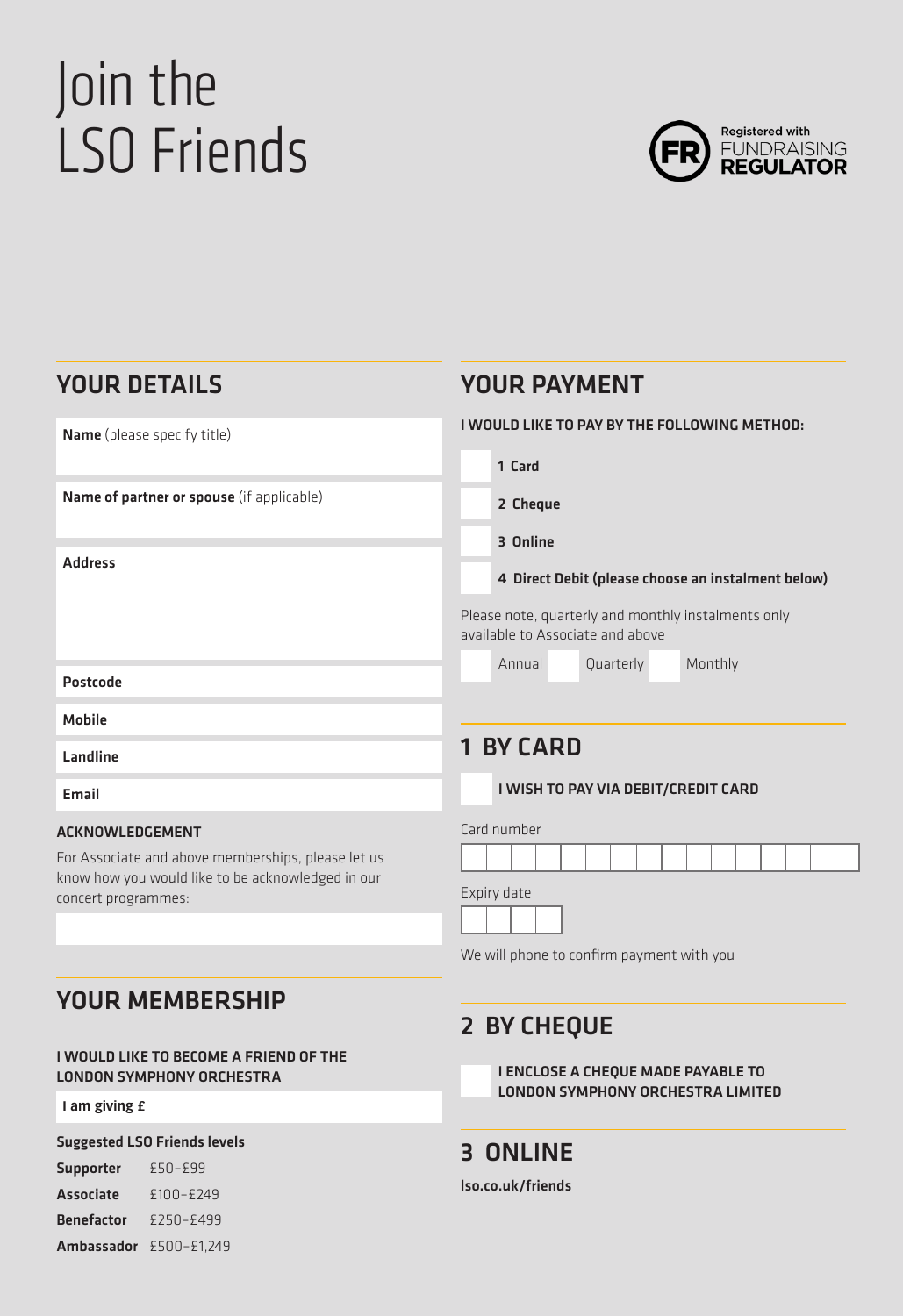# Join the LSO Friends

Registered with FUNDRAISING REGULATOR

## YOUR DETAILS

**Name** (please specify title)

**Name of partner or spouse** (if applicable)

**Address**

**Postcode**

**Mobile**

**Landline**

**Email**

### ACKNOWLEDGEMENT

For Associate and above memberships, please let us know how you would like to be acknowledged in our concert programmes:

## YOUR MEMBERSHIP

### I WOULD LIKE TO BECOME A FRIEND OF THE LONDON SYMPHONY ORCHESTRA

**I am giving £**

**Suggested LSO Friends levels**

| | |
|---|---|
| **Supporter** | £50–£99 |
| **Associate** | £100–£249 |
| **Benefactor** | £250–£499 |
| **Ambassador** | £500–£1,249 |

## YOUR PAYMENT

### I WOULD LIKE TO PAY BY THE FOLLOWING METHOD:

- **1 Card**
- **2 Cheque**
- **3 Online**
- **4 Direct Debit (please choose an instalment below)**

Please note, quarterly and monthly instalments only available to Associate and above

Annual Quarterly Monthly

## 1 BY CARD

**I WISH TO PAY VIA DEBIT/CREDIT CARD**

Card number

Expiry date

We will phone to confirm payment with you

## 2 BY CHEQUE

**I ENCLOSE A CHEQUE MADE PAYABLE TO LONDON SYMPHONY ORCHESTRA LIMITED**

## 3 ONLINE

**lso.co.uk/friends**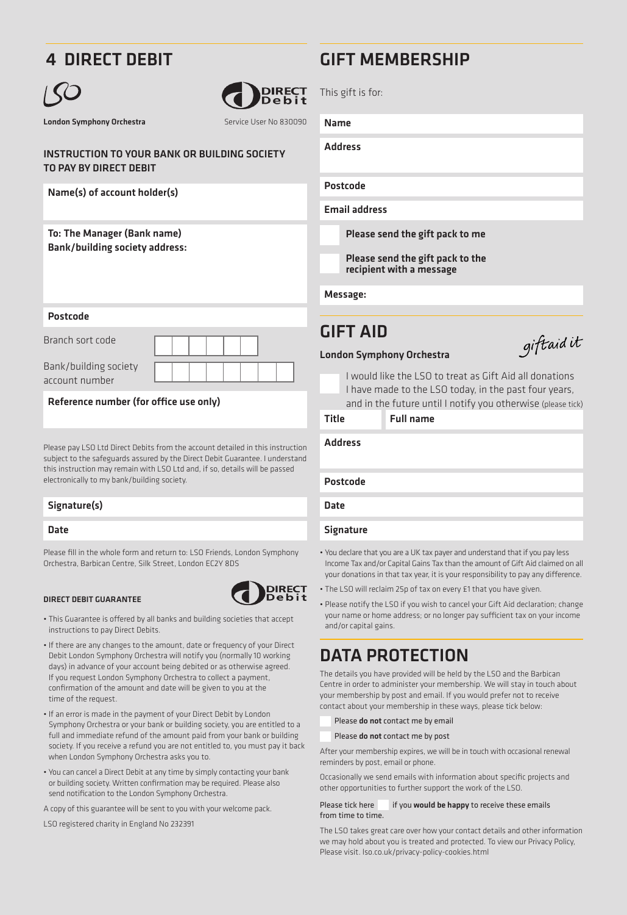# 4 DIRECT DEBIT

LSO

DIRECT Debit

**London Symphony Orchestra** Service User No 830090

### INSTRUCTION TO YOUR BANK OR BUILDING SOCIETY TO PAY BY DIRECT DEBIT

**Name(s) of account holder(s)**

**To: The Manager (Bank name)**
**Bank/building society address:**

**Postcode**

Branch sort code

| | | | | | |
|---|---|---|---|---|---|

Bank/building society account number

| | | | | | | | |
|---|---|---|---|---|---|---|---|

**Reference number (for office use only)**

Please pay LSO Ltd Direct Debits from the account detailed in this instruction subject to the safeguards assured by the Direct Debit Guarantee. I understand this instruction may remain with LSO Ltd and, if so, details will be passed electronically to my bank/building society.

**Signature(s)**

**Date**

Please fill in the whole form and return to: LSO Friends, London Symphony Orchestra, Barbican Centre, Silk Street, London EC2Y 8DS

#### DIRECT DEBIT GUARANTEE

DIRECT Debit

- This Guarantee is offered by all banks and building societies that accept instructions to pay Direct Debits.
- If there are any changes to the amount, date or frequency of your Direct Debit London Symphony Orchestra will notify you (normally 10 working days) in advance of your account being debited or as otherwise agreed. If you request London Symphony Orchestra to collect a payment, confirmation of the amount and date will be given to you at the time of the request.
- If an error is made in the payment of your Direct Debit by London Symphony Orchestra or your bank or building society, you are entitled to a full and immediate refund of the amount paid from your bank or building society. If you receive a refund you are not entitled to, you must pay it back when London Symphony Orchestra asks you to.
- You can cancel a Direct Debit at any time by simply contacting your bank or building society. Written confirmation may be required. Please also send notification to the London Symphony Orchestra.

A copy of this guarantee will be sent to you with your welcome pack.

LSO registered charity in England No 232391

# GIFT MEMBERSHIP

This gift is for:

**Name**

**Address**

**Postcode**

**Email address**

☐ **Please send the gift pack to me**

☐ **Please send the gift pack to the recipient with a message**

**Message:**

# GIFT AID

giftaid it

**London Symphony Orchestra**

☐ I would like the LSO to treat as Gift Aid all donations I have made to the LSO today, in the past four years, and in the future until I notify you otherwise (please tick)

**Title** **Full name**

**Address**

**Postcode**

**Date**

**Signature**

- You declare that you are a UK tax payer and understand that if you pay less Income Tax and/or Capital Gains Tax than the amount of Gift Aid claimed on all your donations in that tax year, it is your responsibility to pay any difference.
- The LSO will reclaim 25p of tax on every £1 that you have given.
- Please notify the LSO if you wish to cancel your Gift Aid declaration; change your name or home address; or no longer pay sufficient tax on your income and/or capital gains.

# DATA PROTECTION

The details you have provided will be held by the LSO and the Barbican Centre in order to administer your membership. We will stay in touch about your membership by post and email. If you would prefer not to receive contact about your membership in these ways, please tick below:

☐ Please **do not** contact me by email

☐ Please **do not** contact me by post

After your membership expires, we will be in touch with occasional renewal reminders by post, email or phone.

Occasionally we send emails with information about specific projects and other opportunities to further support the work of the LSO.

Please tick here ☐ if you **would be happy** to receive these emails from time to time.

The LSO takes great care over how your contact details and other information we may hold about you is treated and protected. To view our Privacy Policy, Please visit. lso.co.uk/privacy-policy-cookies.html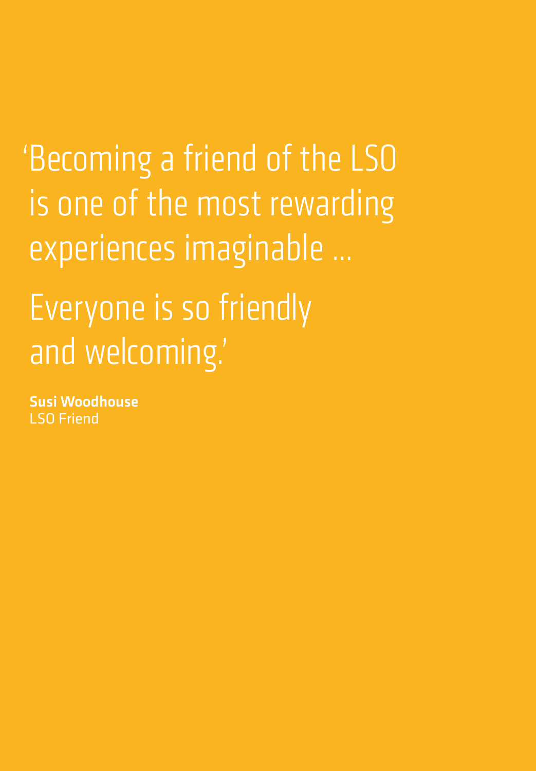‘Becoming a friend of the LSO is one of the most rewarding experiences imaginable …

Everyone is so friendly and welcoming.’

**Susi Woodhouse**
LSO Friend